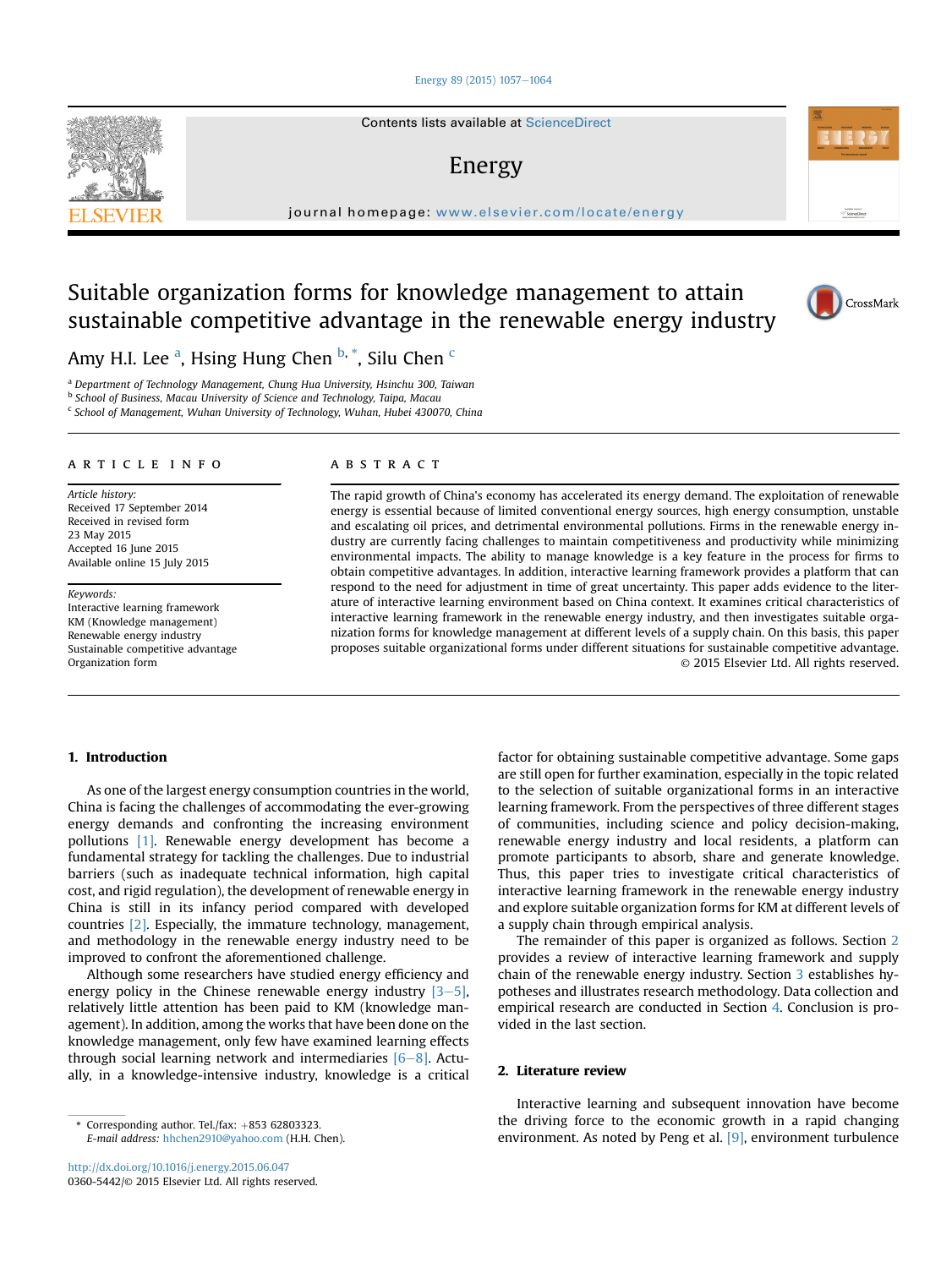# Suitable organization forms for knowledge management to attain sustainable competitive advantage in the renewable energy industry

Amy H.I. Lee [a], Hsing Hung Chen [b,*], Silu Chen [c]

[a] Department of Technology Management, Chung Hua University, Hsinchu 300, Taiwan
[b] School of Business, Macau University of Science and Technology, Taipa, Macau
[c] School of Management, Wuhan University of Technology, Wuhan, Hubei 430070, China

## ARTICLE INFO

*Article history:*
Received 17 September 2014
Received in revised form
23 May 2015
Accepted 16 June 2015
Available online 15 July 2015

*Keywords:*
Interactive learning framework
KM (Knowledge management)
Renewable energy industry
Sustainable competitive advantage
Organization form

## ABSTRACT

The rapid growth of China's economy has accelerated its energy demand. The exploitation of renewable energy is essential because of limited conventional energy sources, high energy consumption, unstable and escalating oil prices, and detrimental environmental pollutions. Firms in the renewable energy industry are currently facing challenges to maintain competitiveness and productivity while minimizing environmental impacts. The ability to manage knowledge is a key feature in the process for firms to obtain competitive advantages. In addition, interactive learning framework provides a platform that can respond to the need for adjustment in time of great uncertainty. This paper adds evidence to the literature of interactive learning environment based on China context. It examines critical characteristics of interactive learning framework in the renewable energy industry, and then investigates suitable organization forms for knowledge management at different levels of a supply chain. On this basis, this paper proposes suitable organizational forms under different situations for sustainable competitive advantage.

© 2015 Elsevier Ltd. All rights reserved.

## 1. Introduction

As one of the largest energy consumption countries in the world, China is facing the challenges of accommodating the ever-growing energy demands and confronting the increasing environment pollutions [1]. Renewable energy development has become a fundamental strategy for tackling the challenges. Due to industrial barriers (such as inadequate technical information, high capital cost, and rigid regulation), the development of renewable energy in China is still in its infancy period compared with developed countries [2]. Especially, the immature technology, management, and methodology in the renewable energy industry need to be improved to confront the aforementioned challenge.

Although some researchers have studied energy efficiency and energy policy in the Chinese renewable energy industry [3–5], relatively little attention has been paid to KM (knowledge management). In addition, among the works that have been done on the knowledge management, only few have examined learning effects through social learning network and intermediaries [6–8]. Actually, in a knowledge-intensive industry, knowledge is a critical factor for obtaining sustainable competitive advantage. Some gaps are still open for further examination, especially in the topic related to the selection of suitable organizational forms in an interactive learning framework. From the perspectives of three different stages of communities, including science and policy decision-making, renewable energy industry and local residents, a platform can promote participants to absorb, share and generate knowledge. Thus, this paper tries to investigate critical characteristics of interactive learning framework in the renewable energy industry and explore suitable organization forms for KM at different levels of a supply chain through empirical analysis.

The remainder of this paper is organized as follows. Section 2 provides a review of interactive learning framework and supply chain of the renewable energy industry. Section 3 establishes hypotheses and illustrates research methodology. Data collection and empirical research are conducted in Section 4. Conclusion is provided in the last section.

## 2. Literature review

Interactive learning and subsequent innovation have become the driving force to the economic growth in a rapid changing environment. As noted by Peng et al. [9], environment turbulence

* Corresponding author. Tel./fax: +853 62803323.
*E-mail address:* hhchen2910@yahoo.com (H.H. Chen).

http://dx.doi.org/10.1016/j.energy.2015.06.047
0360-5442/© 2015 Elsevier Ltd. All rights reserved.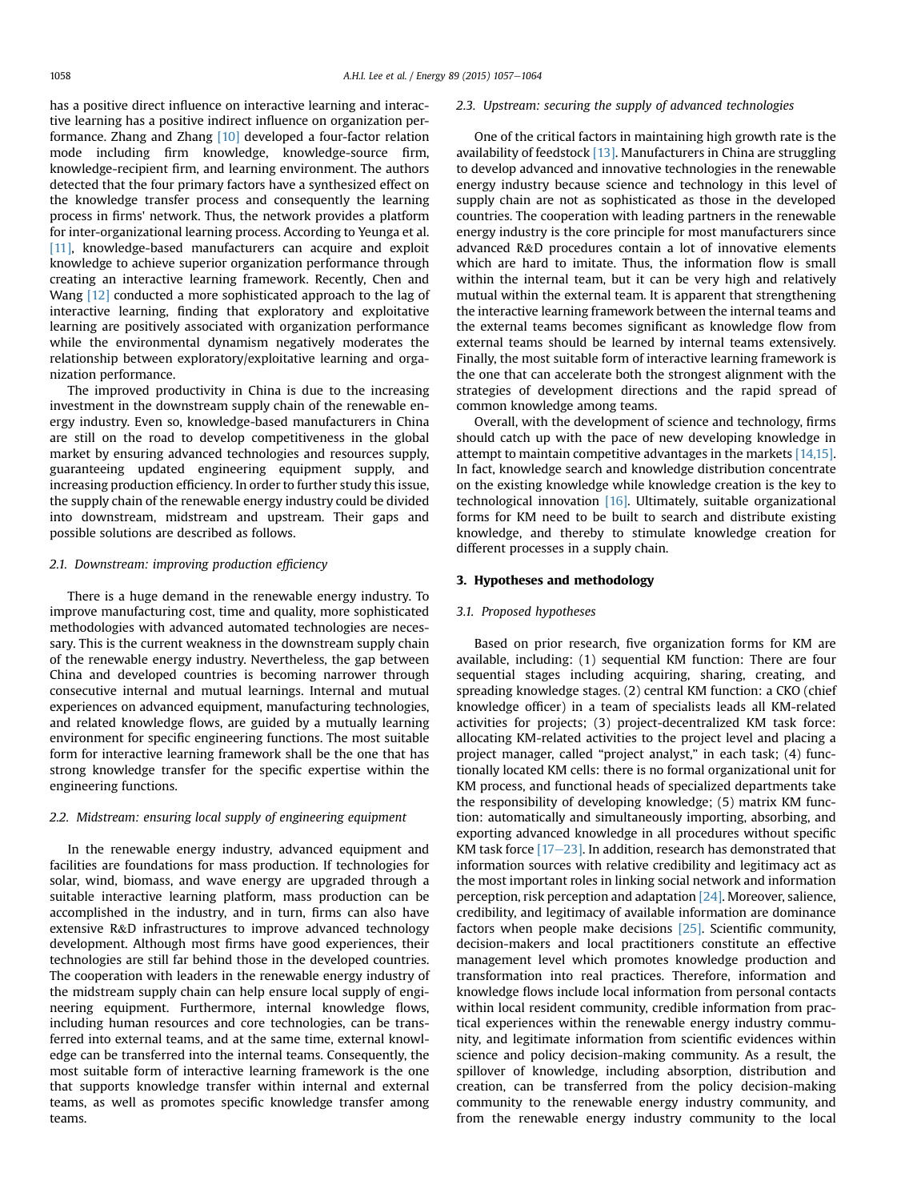has a positive direct influence on interactive learning and interactive learning has a positive indirect influence on organization performance. Zhang and Zhang [10] developed a four-factor relation mode including firm knowledge, knowledge-source firm, knowledge-recipient firm, and learning environment. The authors detected that the four primary factors have a synthesized effect on the knowledge transfer process and consequently the learning process in firms' network. Thus, the network provides a platform for inter-organizational learning process. According to Yeunga et al. [11], knowledge-based manufacturers can acquire and exploit knowledge to achieve superior organization performance through creating an interactive learning framework. Recently, Chen and Wang [12] conducted a more sophisticated approach to the lag of interactive learning, finding that exploratory and exploitative learning are positively associated with organization performance while the environmental dynamism negatively moderates the relationship between exploratory/exploitative learning and organization performance.

The improved productivity in China is due to the increasing investment in the downstream supply chain of the renewable energy industry. Even so, knowledge-based manufacturers in China are still on the road to develop competitiveness in the global market by ensuring advanced technologies and resources supply, guaranteeing updated engineering equipment supply, and increasing production efficiency. In order to further study this issue, the supply chain of the renewable energy industry could be divided into downstream, midstream and upstream. Their gaps and possible solutions are described as follows.

### 2.1. Downstream: improving production efficiency

There is a huge demand in the renewable energy industry. To improve manufacturing cost, time and quality, more sophisticated methodologies with advanced automated technologies are necessary. This is the current weakness in the downstream supply chain of the renewable energy industry. Nevertheless, the gap between China and developed countries is becoming narrower through consecutive internal and mutual learnings. Internal and mutual experiences on advanced equipment, manufacturing technologies, and related knowledge flows, are guided by a mutually learning environment for specific engineering functions. The most suitable form for interactive learning framework shall be the one that has strong knowledge transfer for the specific expertise within the engineering functions.

### 2.2. Midstream: ensuring local supply of engineering equipment

In the renewable energy industry, advanced equipment and facilities are foundations for mass production. If technologies for solar, wind, biomass, and wave energy are upgraded through a suitable interactive learning platform, mass production can be accomplished in the industry, and in turn, firms can also have extensive R&D infrastructures to improve advanced technology development. Although most firms have good experiences, their technologies are still far behind those in the developed countries. The cooperation with leaders in the renewable energy industry of the midstream supply chain can help ensure local supply of engineering equipment. Furthermore, internal knowledge flows, including human resources and core technologies, can be transferred into external teams, and at the same time, external knowledge can be transferred into the internal teams. Consequently, the most suitable form of interactive learning framework is the one that supports knowledge transfer within internal and external teams, as well as promotes specific knowledge transfer among teams.

### 2.3. Upstream: securing the supply of advanced technologies

One of the critical factors in maintaining high growth rate is the availability of feedstock [13]. Manufacturers in China are struggling to develop advanced and innovative technologies in the renewable energy industry because science and technology in this level of supply chain are not as sophisticated as those in the developed countries. The cooperation with leading partners in the renewable energy industry is the core principle for most manufacturers since advanced R&D procedures contain a lot of innovative elements which are hard to imitate. Thus, the information flow is small within the internal team, but it can be very high and relatively mutual within the external team. It is apparent that strengthening the interactive learning framework between the internal teams and the external teams becomes significant as knowledge flow from external teams should be learned by internal teams extensively. Finally, the most suitable form of interactive learning framework is the one that can accelerate both the strongest alignment with the strategies of development directions and the rapid spread of common knowledge among teams.

Overall, with the development of science and technology, firms should catch up with the pace of new developing knowledge in attempt to maintain competitive advantages in the markets [14,15]. In fact, knowledge search and knowledge distribution concentrate on the existing knowledge while knowledge creation is the key to technological innovation [16]. Ultimately, suitable organizational forms for KM need to be built to search and distribute existing knowledge, and thereby to stimulate knowledge creation for different processes in a supply chain.

## 3. Hypotheses and methodology

### 3.1. Proposed hypotheses

Based on prior research, five organization forms for KM are available, including: (1) sequential KM function: There are four sequential stages including acquiring, sharing, creating, and spreading knowledge stages. (2) central KM function: a CKO (chief knowledge officer) in a team of specialists leads all KM-related activities for projects; (3) project-decentralized KM task force: allocating KM-related activities to the project level and placing a project manager, called "project analyst," in each task; (4) functionally located KM cells: there is no formal organizational unit for KM process, and functional heads of specialized departments take the responsibility of developing knowledge; (5) matrix KM function: automatically and simultaneously importing, absorbing, and exporting advanced knowledge in all procedures without specific KM task force [17–23]. In addition, research has demonstrated that information sources with relative credibility and legitimacy act as the most important roles in linking social network and information perception, risk perception and adaptation [24]. Moreover, salience, credibility, and legitimacy of available information are dominance factors when people make decisions [25]. Scientific community, decision-makers and local practitioners constitute an effective management level which promotes knowledge production and transformation into real practices. Therefore, information and knowledge flows include local information from personal contacts within local resident community, credible information from practical experiences within the renewable energy industry community, and legitimate information from scientific evidences within science and policy decision-making community. As a result, the spillover of knowledge, including absorption, distribution and creation, can be transferred from the policy decision-making community to the renewable energy industry community, and from the renewable energy industry community to the local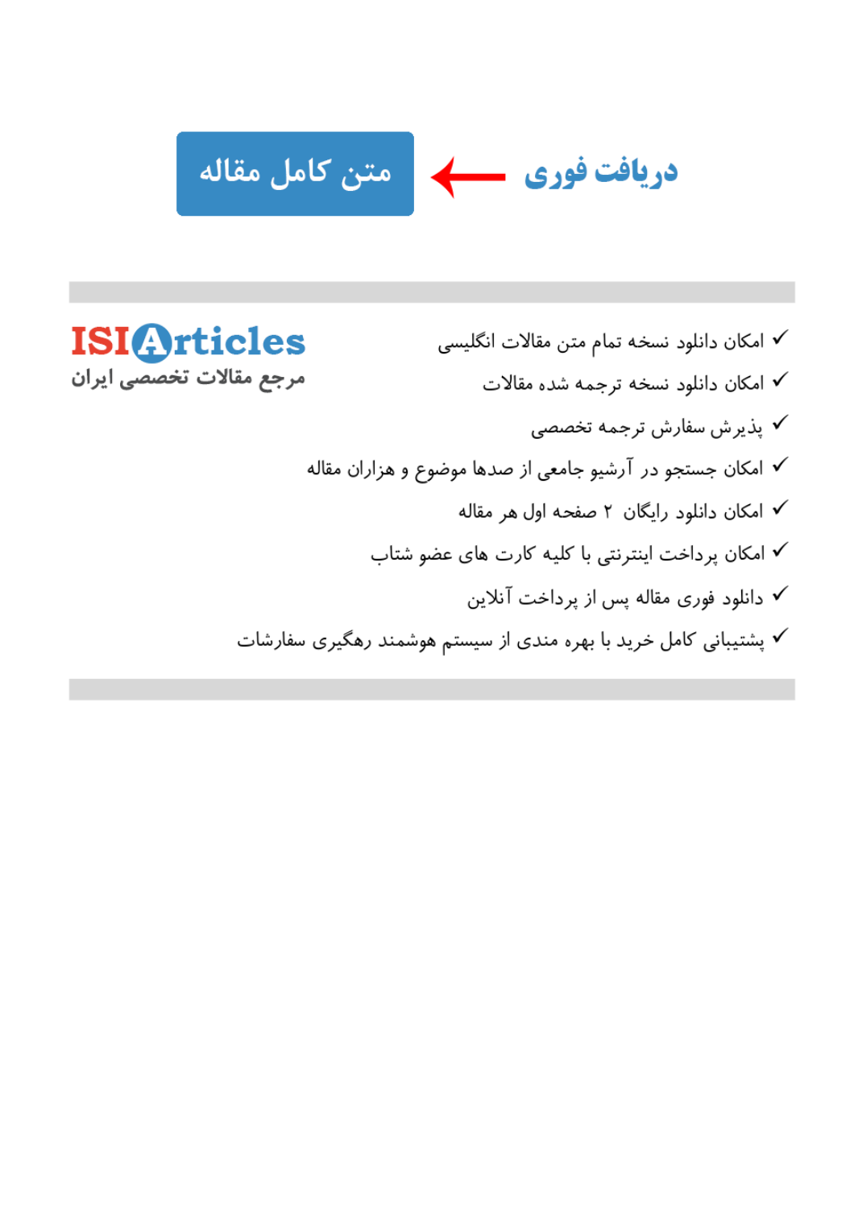**دریافت فوری** ← **متن کامل مقاله**

**ISIArticles**
مرجع مقالات تخصصی ایران

- ✓ امکان دانلود نسخه تمام متن مقالات انگلیسی
- ✓ امکان دانلود نسخه ترجمه شده مقالات
- ✓ پذیرش سفارش ترجمه تخصصی
- ✓ امکان جستجو در آرشیو جامعی از صدها موضوع و هزاران مقاله
- ✓ امکان دانلود رایگان ۲ صفحه اول هر مقاله
- ✓ امکان پرداخت اینترنتی با کلیه کارت های عضو شتاب
- ✓ دانلود فوری مقاله پس از پرداخت آنلاین
- ✓ پشتیبانی کامل خرید با بهره مندی از سیستم هوشمند رهگیری سفارشات